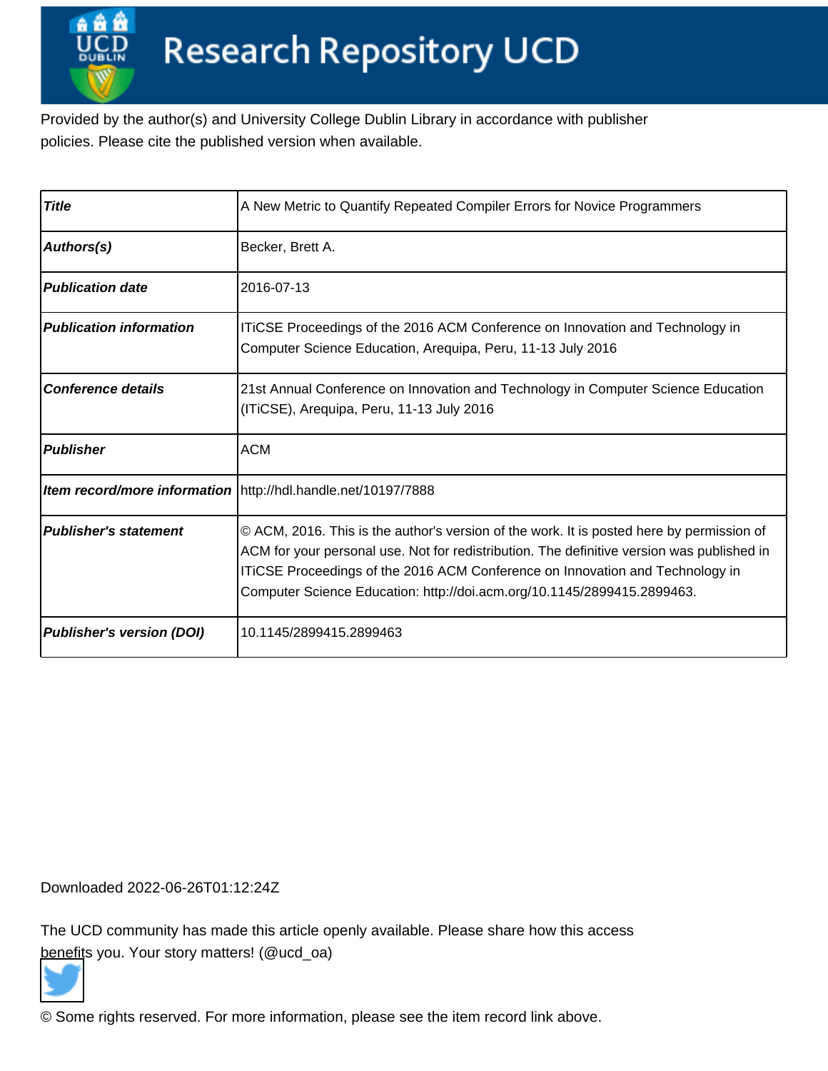# Research Repository UCD

Provided by the author(s) and University College Dublin Library in accordance with publisher policies. Please cite the published version when available.

| | |
|---|---|
| ***Title*** | A New Metric to Quantify Repeated Compiler Errors for Novice Programmers |
| ***Authors(s)*** | Becker, Brett A. |
| ***Publication date*** | 2016-07-13 |
| ***Publication information*** | ITiCSE Proceedings of the 2016 ACM Conference on Innovation and Technology in Computer Science Education, Arequipa, Peru, 11-13 July 2016 |
| ***Conference details*** | 21st Annual Conference on Innovation and Technology in Computer Science Education (ITiCSE), Arequipa, Peru, 11-13 July 2016 |
| ***Publisher*** | ACM |
| ***Item record/more information*** | http://hdl.handle.net/10197/7888 |
| ***Publisher's statement*** | © ACM, 2016. This is the author's version of the work. It is posted here by permission of ACM for your personal use. Not for redistribution. The definitive version was published in ITiCSE Proceedings of the 2016 ACM Conference on Innovation and Technology in Computer Science Education: http://doi.acm.org/10.1145/2899415.2899463. |
| ***Publisher's version (DOI)*** | 10.1145/2899415.2899463 |

Downloaded 2022-06-26T01:12:24Z

The UCD community has made this article openly available. Please share how this access benefits you. Your story matters! (@ucd_oa)

© Some rights reserved. For more information, please see the item record link above.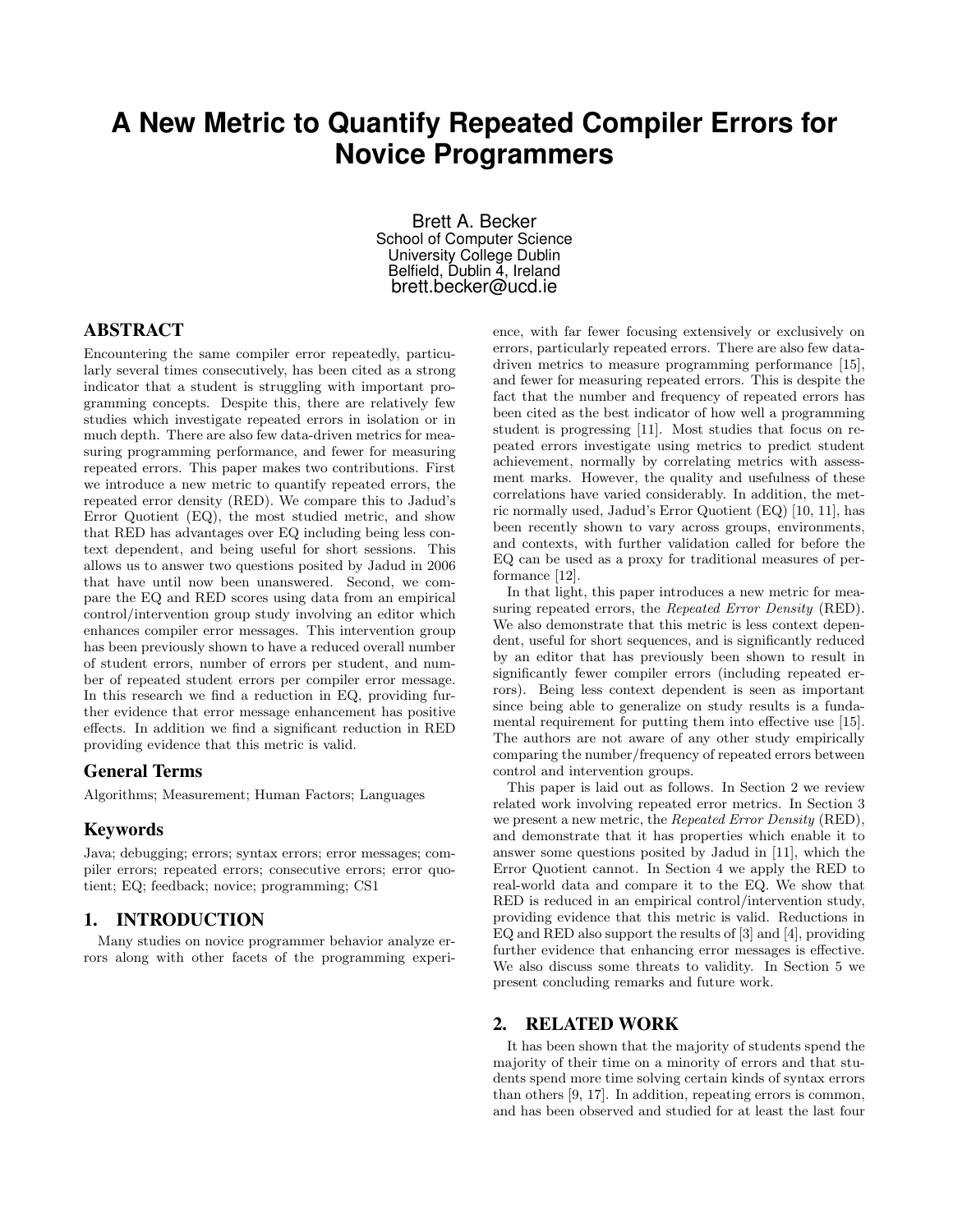# A New Metric to Quantify Repeated Compiler Errors for Novice Programmers

Brett A. Becker
School of Computer Science
University College Dublin
Belfield, Dublin 4, Ireland
brett.becker@ucd.ie

## ABSTRACT

Encountering the same compiler error repeatedly, particularly several times consecutively, has been cited as a strong indicator that a student is struggling with important programming concepts. Despite this, there are relatively few studies which investigate repeated errors in isolation or in much depth. There are also few data-driven metrics for measuring programming performance, and fewer for measuring repeated errors. This paper makes two contributions. First we introduce a new metric to quantify repeated errors, the repeated error density (RED). We compare this to Jadud's Error Quotient (EQ), the most studied metric, and show that RED has advantages over EQ including being less context dependent, and being useful for short sessions. This allows us to answer two questions posited by Jadud in 2006 that have until now been unanswered. Second, we compare the EQ and RED scores using data from an empirical control/intervention group study involving an editor which enhances compiler error messages. This intervention group has been previously shown to have a reduced overall number of student errors, number of errors per student, and number of repeated student errors per compiler error message. In this research we find a reduction in EQ, providing further evidence that error message enhancement has positive effects. In addition we find a significant reduction in RED providing evidence that this metric is valid.

### General Terms

Algorithms; Measurement; Human Factors; Languages

### Keywords

Java; debugging; errors; syntax errors; error messages; compiler errors; repeated errors; consecutive errors; error quotient; EQ; feedback; novice; programming; CS1

## 1. INTRODUCTION

Many studies on novice programmer behavior analyze errors along with other facets of the programming experience, with far fewer focusing extensively or exclusively on errors, particularly repeated errors. There are also few data-driven metrics to measure programming performance [15], and fewer for measuring repeated errors. This is despite the fact that the number and frequency of repeated errors has been cited as the best indicator of how well a programming student is progressing [11]. Most studies that focus on repeated errors investigate using metrics to predict student achievement, normally by correlating metrics with assessment marks. However, the quality and usefulness of these correlations have varied considerably. In addition, the metric normally used, Jadud's Error Quotient (EQ) [10, 11], has been recently shown to vary across groups, environments, and contexts, with further validation called for before the EQ can be used as a proxy for traditional measures of performance [12].

In that light, this paper introduces a new metric for measuring repeated errors, the *Repeated Error Density* (RED). We also demonstrate that this metric is less context dependent, useful for short sequences, and is significantly reduced by an editor that has previously been shown to result in significantly fewer compiler errors (including repeated errors). Being less context dependent is seen as important since being able to generalize on study results is a fundamental requirement for putting them into effective use [15]. The authors are not aware of any other study empirically comparing the number/frequency of repeated errors between control and intervention groups.

This paper is laid out as follows. In Section 2 we review related work involving repeated error metrics. In Section 3 we present a new metric, the *Repeated Error Density* (RED), and demonstrate that it has properties which enable it to answer some questions posited by Jadud in [11], which the Error Quotient cannot. In Section 4 we apply the RED to real-world data and compare it to the EQ. We show that RED is reduced in an empirical control/intervention study, providing evidence that this metric is valid. Reductions in EQ and RED also support the results of [3] and [4], providing further evidence that enhancing error messages is effective. We also discuss some threats to validity. In Section 5 we present concluding remarks and future work.

## 2. RELATED WORK

It has been shown that the majority of students spend the majority of their time on a minority of errors and that students spend more time solving certain kinds of syntax errors than others [9, 17]. In addition, repeating errors is common, and has been observed and studied for at least the last four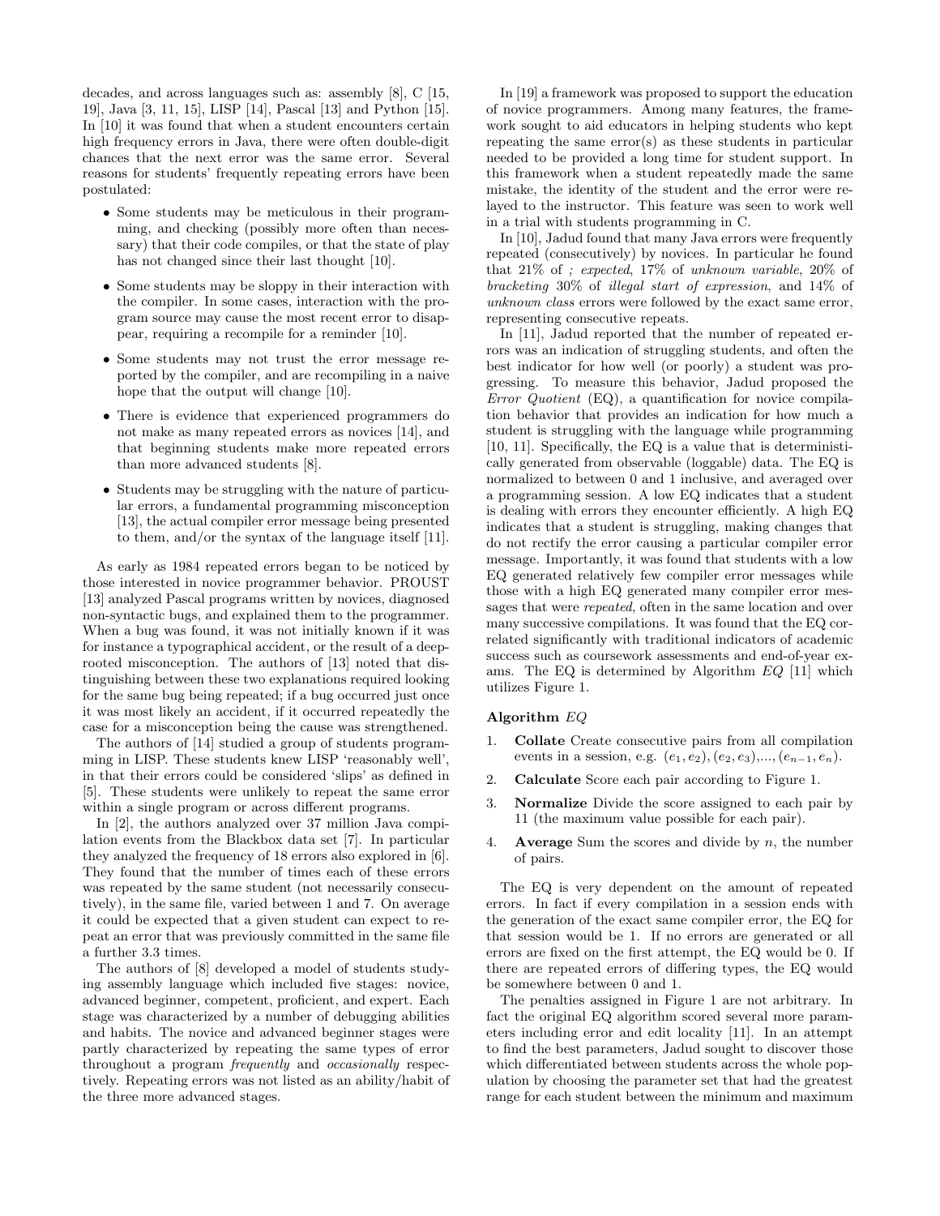decades, and across languages such as: assembly [8], C [15, 19], Java [3, 11, 15], LISP [14], Pascal [13] and Python [15]. In [10] it was found that when a student encounters certain high frequency errors in Java, there were often double-digit chances that the next error was the same error. Several reasons for students' frequently repeating errors have been postulated:

- Some students may be meticulous in their programming, and checking (possibly more often than necessary) that their code compiles, or that the state of play has not changed since their last thought [10].
- Some students may be sloppy in their interaction with the compiler. In some cases, interaction with the program source may cause the most recent error to disappear, requiring a recompile for a reminder [10].
- Some students may not trust the error message reported by the compiler, and are recompiling in a naive hope that the output will change [10].
- There is evidence that experienced programmers do not make as many repeated errors as novices [14], and that beginning students make more repeated errors than more advanced students [8].
- Students may be struggling with the nature of particular errors, a fundamental programming misconception [13], the actual compiler error message being presented to them, and/or the syntax of the language itself [11].

As early as 1984 repeated errors began to be noticed by those interested in novice programmer behavior. PROUST [13] analyzed Pascal programs written by novices, diagnosed non-syntactic bugs, and explained them to the programmer. When a bug was found, it was not initially known if it was for instance a typographical accident, or the result of a deep-rooted misconception. The authors of [13] noted that distinguishing between these two explanations required looking for the same bug being repeated; if a bug occurred just once it was most likely an accident, if it occurred repeatedly the case for a misconception being the cause was strengthened.

The authors of [14] studied a group of students programming in LISP. These students knew LISP 'reasonably well', in that their errors could be considered 'slips' as defined in [5]. These students were unlikely to repeat the same error within a single program or across different programs.

In [2], the authors analyzed over 37 million Java compilation events from the Blackbox data set [7]. In particular they analyzed the frequency of 18 errors also explored in [6]. They found that the number of times each of these errors was repeated by the same student (not necessarily consecutively), in the same file, varied between 1 and 7. On average it could be expected that a given student can expect to repeat an error that was previously committed in the same file a further 3.3 times.

The authors of [8] developed a model of students studying assembly language which included five stages: novice, advanced beginner, competent, proficient, and expert. Each stage was characterized by a number of debugging abilities and habits. The novice and advanced beginner stages were partly characterized by repeating the same types of error throughout a program *frequently* and *occasionally* respectively. Repeating errors was not listed as an ability/habit of the three more advanced stages.

In [19] a framework was proposed to support the education of novice programmers. Among many features, the framework sought to aid educators in helping students who kept repeating the same error(s) as these students in particular needed to be provided a long time for student support. In this framework when a student repeatedly made the same mistake, the identity of the student and the error were relayed to the instructor. This feature was seen to work well in a trial with students programming in C.

In [10], Jadud found that many Java errors were frequently repeated (consecutively) by novices. In particular he found that 21% of *; expected*, 17% of *unknown variable*, 20% of *bracketing* 30% of *illegal start of expression*, and 14% of *unknown class* errors were followed by the exact same error, representing consecutive repeats.

In [11], Jadud reported that the number of repeated errors was an indication of struggling students, and often the best indicator for how well (or poorly) a student was progressing. To measure this behavior, Jadud proposed the *Error Quotient* (EQ), a quantification for novice compilation behavior that provides an indication for how much a student is struggling with the language while programming [10, 11]. Specifically, the EQ is a value that is deterministically generated from observable (loggable) data. The EQ is normalized to between 0 and 1 inclusive, and averaged over a programming session. A low EQ indicates that a student is dealing with errors they encounter efficiently. A high EQ indicates that a student is struggling, making changes that do not rectify the error causing a particular compiler error message. Importantly, it was found that students with a low EQ generated relatively few compiler error messages while those with a high EQ generated many compiler error messages that were *repeated*, often in the same location and over many successive compilations. It was found that the EQ correlated significantly with traditional indicators of academic success such as coursework assessments and end-of-year exams. The EQ is determined by Algorithm *EQ* [11] which utilizes Figure 1.

**Algorithm** *EQ*

1. **Collate** Create consecutive pairs from all compilation events in a session, e.g. $(e_1, e_2), (e_2, e_3), ..., (e_{n-1}, e_n)$.
2. **Calculate** Score each pair according to Figure 1.
3. **Normalize** Divide the score assigned to each pair by 11 (the maximum value possible for each pair).
4. **Average** Sum the scores and divide by $n$, the number of pairs.

The EQ is very dependent on the amount of repeated errors. In fact if every compilation in a session ends with the generation of the exact same compiler error, the EQ for that session would be 1. If no errors are generated or all errors are fixed on the first attempt, the EQ would be 0. If there are repeated errors of differing types, the EQ would be somewhere between 0 and 1.

The penalties assigned in Figure 1 are not arbitrary. In fact the original EQ algorithm scored several more parameters including error and edit locality [11]. In an attempt to find the best parameters, Jadud sought to discover those which differentiated between students across the whole population by choosing the parameter set that had the greatest range for each student between the minimum and maximum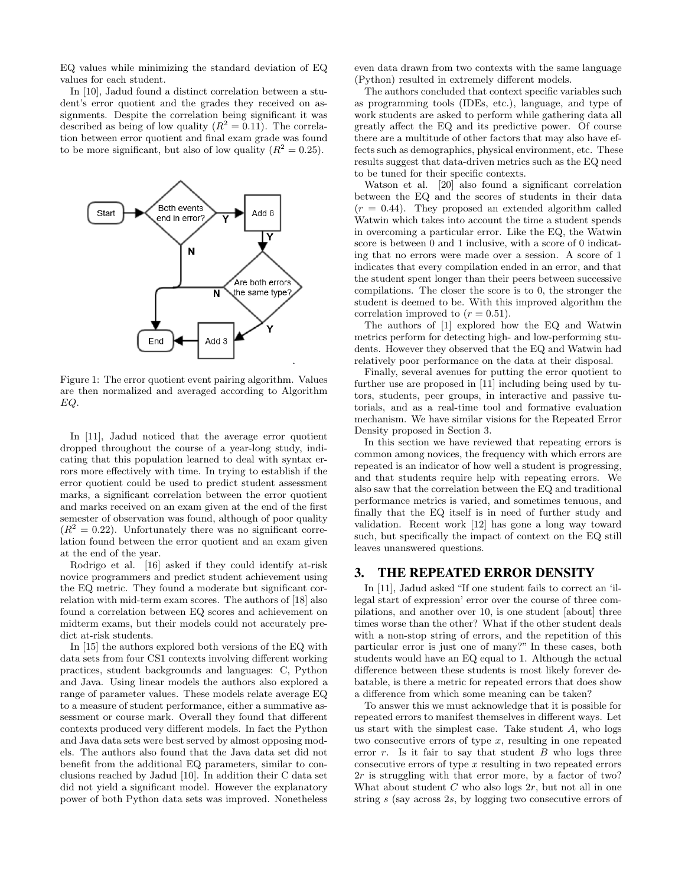EQ values while minimizing the standard deviation of EQ values for each student.

In [10], Jadud found a distinct correlation between a student's error quotient and the grades they received on assignments. Despite the correlation being significant it was described as being of low quality ($R^2 = 0.11$). The correlation between error quotient and final exam grade was found to be more significant, but also of low quality ($R^2 = 0.25$).

Figure 1: The error quotient event pairing algorithm. Values are then normalized and averaged according to Algorithm *EQ*.

In [11], Jadud noticed that the average error quotient dropped throughout the course of a year-long study, indicating that this population learned to deal with syntax errors more effectively with time. In trying to establish if the error quotient could be used to predict student assessment marks, a significant correlation between the error quotient and marks received on an exam given at the end of the first semester of observation was found, although of poor quality ($R^2 = 0.22$). Unfortunately there was no significant correlation found between the error quotient and an exam given at the end of the year.

Rodrigo et al. [16] asked if they could identify at-risk novice programmers and predict student achievement using the EQ metric. They found a moderate but significant correlation with mid-term exam scores. The authors of [18] also found a correlation between EQ scores and achievement on midterm exams, but their models could not accurately predict at-risk students.

In [15] the authors explored both versions of the EQ with data sets from four CS1 contexts involving different working practices, student backgrounds and languages: C, Python and Java. Using linear models the authors also explored a range of parameter values. These models relate average EQ to a measure of student performance, either a summative assessment or course mark. Overall they found that different contexts produced very different models. In fact the Python and Java data sets were best served by almost opposing models. The authors also found that the Java data set did not benefit from the additional EQ parameters, similar to conclusions reached by Jadud [10]. In addition their C data set did not yield a significant model. However the explanatory power of both Python data sets was improved. Nonetheless even data drawn from two contexts with the same language (Python) resulted in extremely different models.

The authors concluded that context specific variables such as programming tools (IDEs, etc.), language, and type of work students are asked to perform while gathering data all greatly affect the EQ and its predictive power. Of course there are a multitude of other factors that may also have effects such as demographics, physical environment, etc. These results suggest that data-driven metrics such as the EQ need to be tuned for their specific contexts.

Watson et al. [20] also found a significant correlation between the EQ and the scores of students in their data ($r = 0.44$). They proposed an extended algorithm called Watwin which takes into account the time a student spends in overcoming a particular error. Like the EQ, the Watwin score is between 0 and 1 inclusive, with a score of 0 indicating that no errors were made over a session. A score of 1 indicates that every compilation ended in an error, and that the student spent longer than their peers between successive compilations. The closer the score is to 0, the stronger the student is deemed to be. With this improved algorithm the correlation improved to ($r = 0.51$).

The authors of [1] explored how the EQ and Watwin metrics perform for detecting high- and low-performing students. However they observed that the EQ and Watwin had relatively poor performance on the data at their disposal.

Finally, several avenues for putting the error quotient to further use are proposed in [11] including being used by tutors, students, peer groups, in interactive and passive tutorials, and as a real-time tool and formative evaluation mechanism. We have similar visions for the Repeated Error Density proposed in Section 3.

In this section we have reviewed that repeating errors is common among novices, the frequency with which errors are repeated is an indicator of how well a student is progressing, and that students require help with repeating errors. We also saw that the correlation between the EQ and traditional performance metrics is varied, and sometimes tenuous, and finally that the EQ itself is in need of further study and validation. Recent work [12] has gone a long way toward such, but specifically the impact of context on the EQ still leaves unanswered questions.

## 3. THE REPEATED ERROR DENSITY

In [11], Jadud asked "If one student fails to correct an 'illegal start of expression' error over the course of three compilations, and another over 10, is one student [about] three times worse than the other? What if the other student deals with a non-stop string of errors, and the repetition of this particular error is just one of many?" In these cases, both students would have an EQ equal to 1. Although the actual difference between these students is most likely forever debatable, is there a metric for repeated errors that does show a difference from which some meaning can be taken?

To answer this we must acknowledge that it is possible for repeated errors to manifest themselves in different ways. Let us start with the simplest case. Take student $A$, who logs two consecutive errors of type $x$, resulting in one repeated error $r$. Is it fair to say that student $B$ who logs three consecutive errors of type $x$ resulting in two repeated errors $2r$ is struggling with that error more, by a factor of two? What about student $C$ who also logs $2r$, but not all in one string $s$ (say across $2s$, by logging two consecutive errors of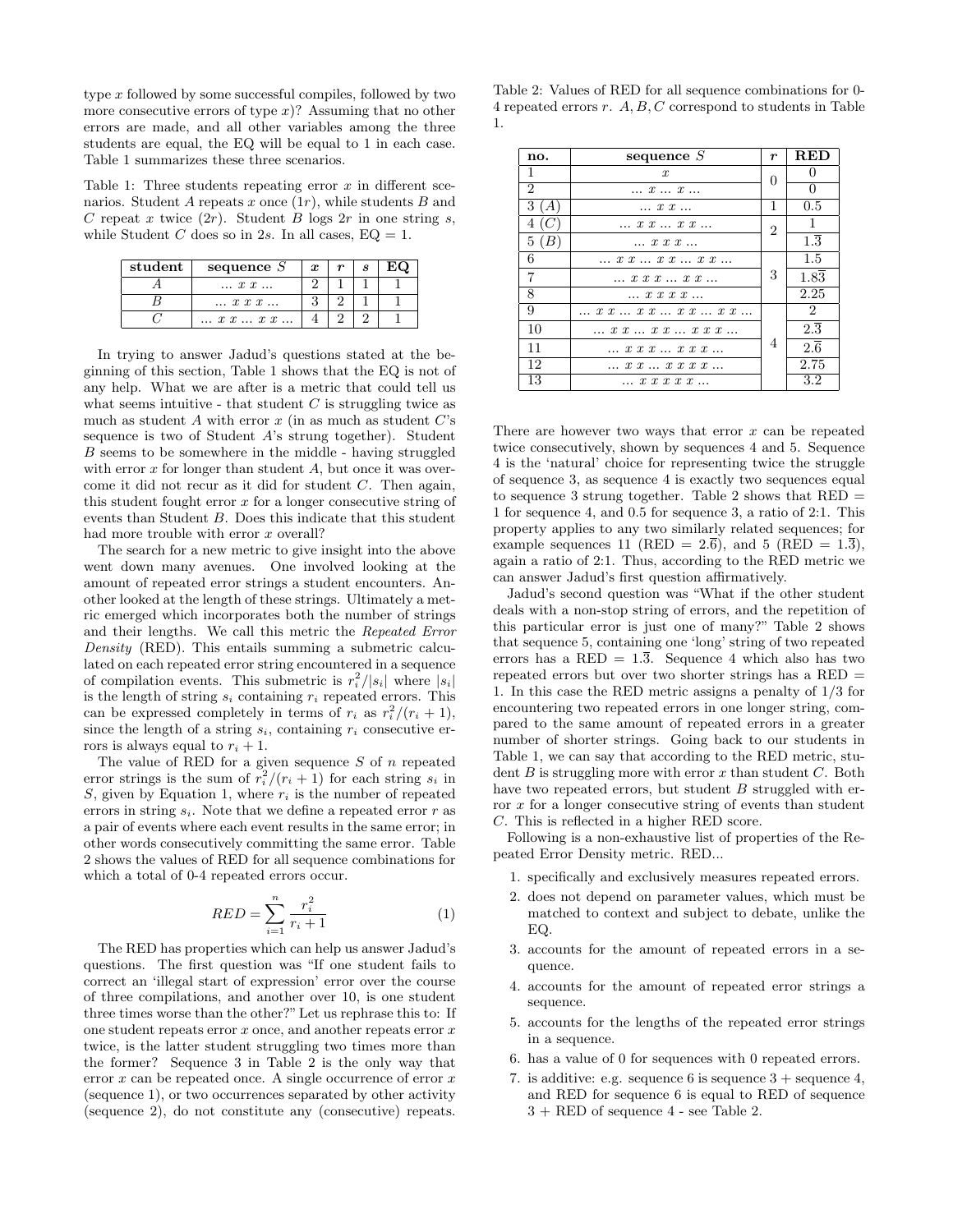type $x$ followed by some successful compiles, followed by two more consecutive errors of type $x$)? Assuming that no other errors are made, and all other variables among the three students are equal, the EQ will be equal to 1 in each case. Table 1 summarizes these three scenarios.

Table 1: Three students repeating error $x$ in different scenarios. Student $A$ repeats $x$ once ($1r$), while students $B$ and $C$ repeat $x$ twice ($2r$). Student $B$ logs $2r$ in one string $s$, while Student $C$ does so in $2s$. In all cases, EQ = 1.

| student | sequence $S$ | $x$ | $r$ | $s$ | EQ |
|---|---|---|---|---|---|
| $A$ | ... $x$ $x$ ... | 2 | 1 | 1 | 1 |
| $B$ | ... $x$ $x$ $x$ ... | 3 | 2 | 1 | 1 |
| $C$ | ... $x$ $x$ ... $x$ $x$ ... | 4 | 2 | 2 | 1 |

In trying to answer Jadud's questions stated at the beginning of this section, Table 1 shows that the EQ is not of any help. What we are after is a metric that could tell us what seems intuitive - that student $C$ is struggling twice as much as student $A$ with error $x$ (in as much as student $C$'s sequence is two of Student $A$'s strung together). Student $B$ seems to be somewhere in the middle - having struggled with error $x$ for longer than student $A$, but once it was overcome it did not recur as it did for student $C$. Then again, this student fought error $x$ for a longer consecutive string of events than Student $B$. Does this indicate that this student had more trouble with error $x$ overall?

The search for a new metric to give insight into the above went down many avenues. One involved looking at the amount of repeated error strings a student encounters. Another looked at the length of these strings. Ultimately a metric emerged which incorporates both the number of strings and their lengths. We call this metric the *Repeated Error Density* (RED). This entails summing a submetric calculated on each repeated error string encountered in a sequence of compilation events. This submetric is $r_i^2/|s_i|$ where $|s_i|$ is the length of string $s_i$ containing $r_i$ repeated errors. This can be expressed completely in terms of $r_i$ as $r_i^2/(r_i+1)$, since the length of a string $s_i$, containing $r_i$ consecutive errors is always equal to $r_i + 1$.

The value of RED for a given sequence $S$ of $n$ repeated error strings is the sum of $r_i^2/(r_i + 1)$ for each string $s_i$ in $S$, given by Equation 1, where $r_i$ is the number of repeated errors in string $s_i$. Note that we define a repeated error $r$ as a pair of events where each event results in the same error; in other words consecutively committing the same error. Table 2 shows the values of RED for all sequence combinations for which a total of 0-4 repeated errors occur.

$$RED = \sum_{i=1}^{n} \frac{r_i^2}{r_i + 1} \quad (1)$$

The RED has properties which can help us answer Jadud's questions. The first question was "If one student fails to correct an 'illegal start of expression' error over the course of three compilations, and another over 10, is one student three times worse than the other?" Let us rephrase this to: If one student repeats error $x$ once, and another repeats error $x$ twice, is the latter student struggling two times more than the former? Sequence 3 in Table 2 is the only way that error $x$ can be repeated once. A single occurrence of error $x$ (sequence 1), or two occurrences separated by other activity (sequence 2), do not constitute any (consecutive) repeats.

Table 2: Values of RED for all sequence combinations for 0-4 repeated errors $r$. $A, B, C$ correspond to students in Table 1.

| no. | sequence $S$ | $r$ | RED |
|---|---|---|---|
| 1 | $x$ | 0 | 0 |
| 2 | ... $x$ ... $x$ ... | | 0 |
| 3 ($A$) | ... $x$ $x$ ... | 1 | 0.5 |
| 4 ($C$) | ... $x$ $x$ ... $x$ $x$ ... | 2 | 1 |
| 5 ($B$) | ... $x$ $x$ $x$ ... | | $1.\overline{3}$ |
| 6 | ... $x$ $x$ ... $x$ $x$ ... $x$ $x$ ... | 3 | 1.5 |
| 7 | ... $x$ $x$ $x$ ... $x$ $x$ ... | | $1.8\overline{3}$ |
| 8 | ... $x$ $x$ $x$ $x$ ... | | 2.25 |
| 9 | ... $x$ $x$ ... $x$ $x$ ... $x$ $x$ ... $x$ $x$ ... | 4 | 2 |
| 10 | ... $x$ $x$ ... $x$ $x$ ... $x$ $x$ $x$ ... | | $2.\overline{3}$ |
| 11 | ... $x$ $x$ $x$ ... $x$ $x$ $x$ ... | | $2.\overline{6}$ |
| 12 | ... $x$ $x$ ... $x$ $x$ $x$ $x$ ... | | 2.75 |
| 13 | ... $x$ $x$ $x$ $x$ $x$ ... | | 3.2 |

There are however two ways that error $x$ can be repeated twice consecutively, shown by sequences 4 and 5. Sequence 4 is the 'natural' choice for representing twice the struggle of sequence 3, as sequence 4 is exactly two sequences equal to sequence 3 strung together. Table 2 shows that RED = 1 for sequence 4, and 0.5 for sequence 3, a ratio of 2:1. This property applies to any two similarly related sequences; for example sequences 11 (RED = $2.\overline{6}$), and 5 (RED = $1.\overline{3}$), again a ratio of 2:1. Thus, according to the RED metric we can answer Jadud's first question affirmatively.

Jadud's second question was "What if the other student deals with a non-stop string of errors, and the repetition of this particular error is just one of many?" Table 2 shows that sequence 5, containing one 'long' string of two repeated errors has a RED = $1.\overline{3}$. Sequence 4 which also has two repeated errors but over two shorter strings has a RED = 1. In this case the RED metric assigns a penalty of 1/3 for encountering two repeated errors in one longer string, compared to the same amount of repeated errors in a greater number of shorter strings. Going back to our students in Table 1, we can say that according to the RED metric, student $B$ is struggling more with error $x$ than student $C$. Both have two repeated errors, but student $B$ struggled with error $x$ for a longer consecutive string of events than student $C$. This is reflected in a higher RED score.

Following is a non-exhaustive list of properties of the Repeated Error Density metric. RED...

1. specifically and exclusively measures repeated errors.
2. does not depend on parameter values, which must be matched to context and subject to debate, unlike the EQ.
3. accounts for the amount of repeated errors in a sequence.
4. accounts for the amount of repeated error strings a sequence.
5. accounts for the lengths of the repeated error strings in a sequence.
6. has a value of 0 for sequences with 0 repeated errors.
7. is additive: e.g. sequence 6 is sequence 3 + sequence 4, and RED for sequence 6 is equal to RED of sequence 3 + RED of sequence 4 - see Table 2.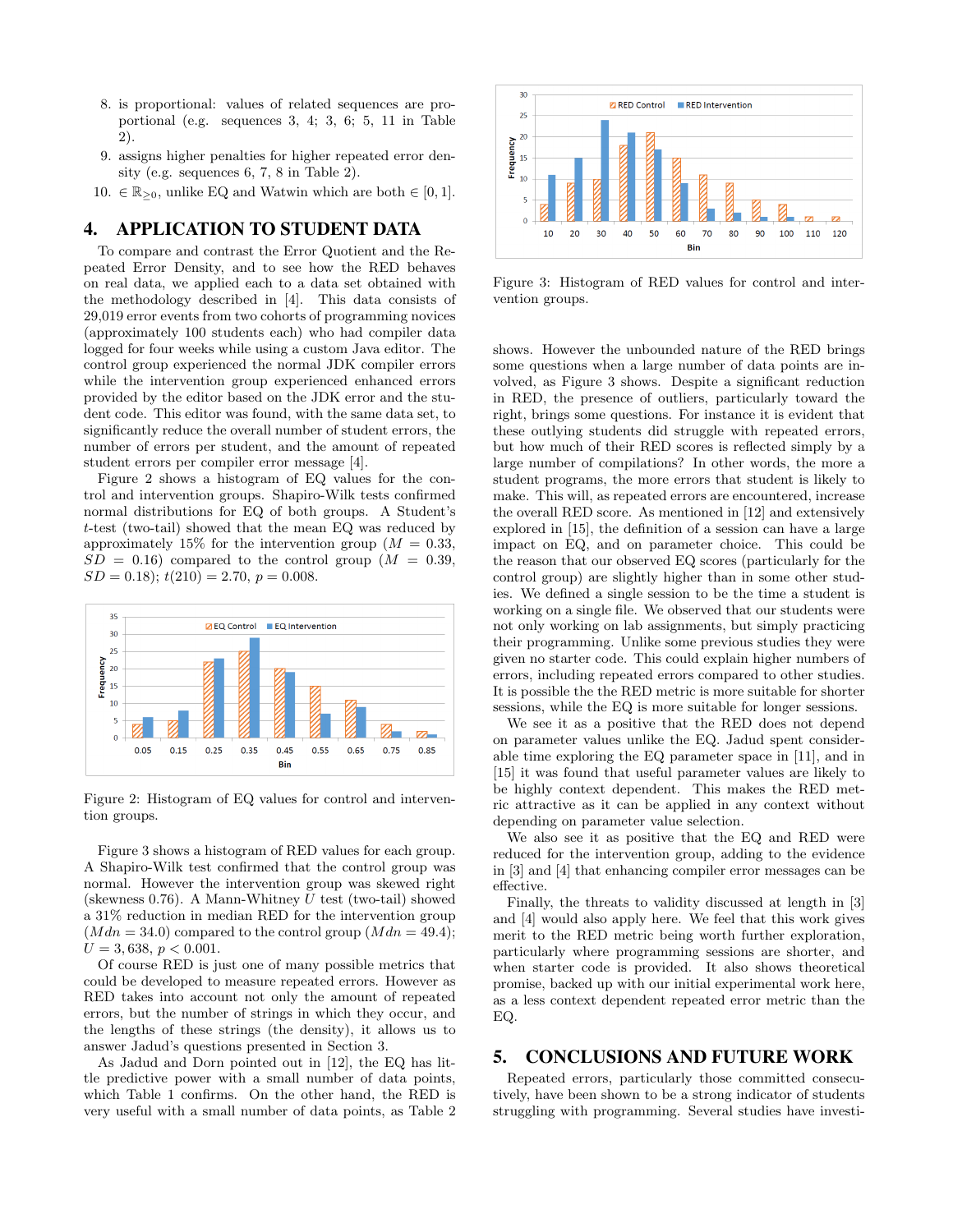8. is proportional: values of related sequences are proportional (e.g. sequences 3, 4; 3, 6; 5, 11 in Table 2).
9. assigns higher penalties for higher repeated error density (e.g. sequences 6, 7, 8 in Table 2).
10. $\in \mathbb{R}_{\geq 0}$, unlike EQ and Watwin which are both $\in [0, 1]$.

## 4. APPLICATION TO STUDENT DATA

To compare and contrast the Error Quotient and the Repeated Error Density, and to see how the RED behaves on real data, we applied each to a data set obtained with the methodology described in [4]. This data consists of 29,019 error events from two cohorts of programming novices (approximately 100 students each) who had compiler data logged for four weeks while using a custom Java editor. The control group experienced the normal JDK compiler errors while the intervention group experienced enhanced errors provided by the editor based on the JDK error and the student code. This editor was found, with the same data set, to significantly reduce the overall number of student errors, the number of errors per student, and the amount of repeated student errors per compiler error message [4].

Figure 2 shows a histogram of EQ values for the control and intervention groups. Shapiro-Wilk tests confirmed normal distributions for EQ of both groups. A Student's $t$-test (two-tail) showed that the mean EQ was reduced by approximately 15% for the intervention group ($M = 0.33$, $SD = 0.16$) compared to the control group ($M = 0.39$, $SD = 0.18$); $t(210) = 2.70$, $p = 0.008$.

Figure 2: Histogram of EQ values for control and intervention groups.

Figure 3 shows a histogram of RED values for each group. A Shapiro-Wilk test confirmed that the control group was normal. However the intervention group was skewed right (skewness 0.76). A Mann-Whitney $U$ test (two-tail) showed a 31% reduction in median RED for the intervention group ($Mdn = 34.0$) compared to the control group ($Mdn = 49.4$); $U = 3,638$, $p < 0.001$.

Of course RED is just one of many possible metrics that could be developed to measure repeated errors. However as RED takes into account not only the amount of repeated errors, but the number of strings in which they occur, and the lengths of these strings (the density), it allows us to answer Jadud's questions presented in Section 3.

As Jadud and Dorn pointed out in [12], the EQ has little predictive power with a small number of data points, which Table 1 confirms. On the other hand, the RED is very useful with a small number of data points, as Table 2 shows. However the unbounded nature of the RED brings some questions when a large number of data points are involved, as Figure 3 shows. Despite a significant reduction in RED, the presence of outliers, particularly toward the right, brings some questions. For instance it is evident that these outlying students did struggle with repeated errors, but how much of their RED scores is reflected simply by a large number of compilations? In other words, the more a student programs, the more errors that student is likely to make. This will, as repeated errors are encountered, increase the overall RED score. As mentioned in [12] and extensively explored in [15], the definition of a session can have a large impact on EQ, and on parameter choice. This could be the reason that our observed EQ scores (particularly for the control group) are slightly higher than in some other studies. We defined a single session to be the time a student is working on a single file. We observed that our students were not only working on lab assignments, but simply practicing their programming. Unlike some previous studies they were given no starter code. This could explain higher numbers of errors, including repeated errors compared to other studies. It is possible the the RED metric is more suitable for shorter sessions, while the EQ is more suitable for longer sessions.

Figure 3: Histogram of RED values for control and intervention groups.

We see it as a positive that the RED does not depend on parameter values unlike the EQ. Jadud spent considerable time exploring the EQ parameter space in [11], and in [15] it was found that useful parameter values are likely to be highly context dependent. This makes the RED metric attractive as it can be applied in any context without depending on parameter value selection.

We also see it as positive that the EQ and RED were reduced for the intervention group, adding to the evidence in [3] and [4] that enhancing compiler error messages can be effective.

Finally, the threats to validity discussed at length in [3] and [4] would also apply here. We feel that this work gives merit to the RED metric being worth further exploration, particularly where programming sessions are shorter, and when starter code is provided. It also shows theoretical promise, backed up with our initial experimental work here, as a less context dependent repeated error metric than the EQ.

## 5. CONCLUSIONS AND FUTURE WORK

Repeated errors, particularly those committed consecutively, have been shown to be a strong indicator of students struggling with programming. Several studies have investi-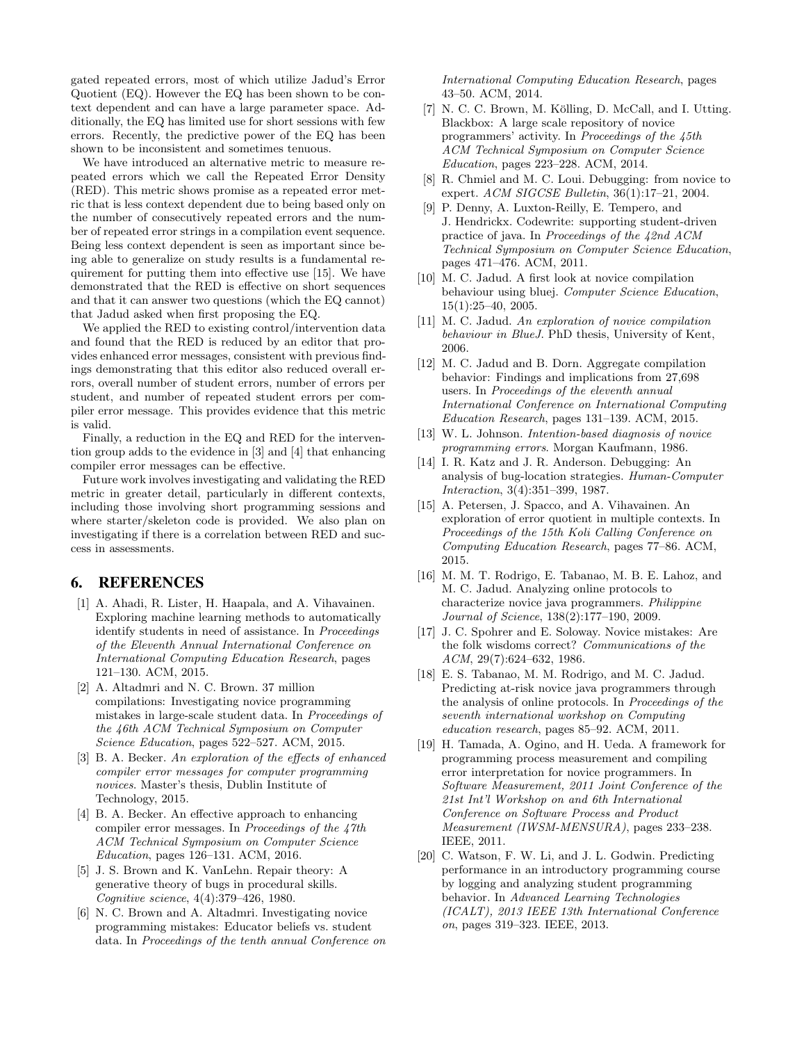gated repeated errors, most of which utilize Jadud's Error Quotient (EQ). However the EQ has been shown to be context dependent and can have a large parameter space. Additionally, the EQ has limited use for short sessions with few errors. Recently, the predictive power of the EQ has been shown to be inconsistent and sometimes tenuous.

We have introduced an alternative metric to measure repeated errors which we call the Repeated Error Density (RED). This metric shows promise as a repeated error metric that is less context dependent due to being based only on the number of consecutively repeated errors and the number of repeated error strings in a compilation event sequence. Being less context dependent is seen as important since being able to generalize on study results is a fundamental requirement for putting them into effective use [15]. We have demonstrated that the RED is effective on short sequences and that it can answer two questions (which the EQ cannot) that Jadud asked when first proposing the EQ.

We applied the RED to existing control/intervention data and found that the RED is reduced by an editor that provides enhanced error messages, consistent with previous findings demonstrating that this editor also reduced overall errors, overall number of student errors, number of errors per student, and number of repeated student errors per compiler error message. This provides evidence that this metric is valid.

Finally, a reduction in the EQ and RED for the intervention group adds to the evidence in [3] and [4] that enhancing compiler error messages can be effective.

Future work involves investigating and validating the RED metric in greater detail, particularly in different contexts, including those involving short programming sessions and where starter/skeleton code is provided. We also plan on investigating if there is a correlation between RED and success in assessments.

## 6. REFERENCES

[1] A. Ahadi, R. Lister, H. Haapala, and A. Vihavainen. Exploring machine learning methods to automatically identify students in need of assistance. In *Proceedings of the Eleventh Annual International Conference on International Computing Education Research*, pages 121–130. ACM, 2015.

[2] A. Altadmri and N. C. Brown. 37 million compilations: Investigating novice programming mistakes in large-scale student data. In *Proceedings of the 46th ACM Technical Symposium on Computer Science Education*, pages 522–527. ACM, 2015.

[3] B. A. Becker. *An exploration of the effects of enhanced compiler error messages for computer programming novices*. Master's thesis, Dublin Institute of Technology, 2015.

[4] B. A. Becker. An effective approach to enhancing compiler error messages. In *Proceedings of the 47th ACM Technical Symposium on Computer Science Education*, pages 126–131. ACM, 2016.

[5] J. S. Brown and K. VanLehn. Repair theory: A generative theory of bugs in procedural skills. *Cognitive science*, 4(4):379–426, 1980.

[6] N. C. Brown and A. Altadmri. Investigating novice programming mistakes: Educator beliefs vs. student data. In *Proceedings of the tenth annual Conference on International Computing Education Research*, pages 43–50. ACM, 2014.

[7] N. C. C. Brown, M. Kölling, D. McCall, and I. Utting. Blackbox: A large scale repository of novice programmers' activity. In *Proceedings of the 45th ACM Technical Symposium on Computer Science Education*, pages 223–228. ACM, 2014.

[8] R. Chmiel and M. C. Loui. Debugging: from novice to expert. *ACM SIGCSE Bulletin*, 36(1):17–21, 2004.

[9] P. Denny, A. Luxton-Reilly, E. Tempero, and J. Hendrickx. Codewrite: supporting student-driven practice of java. In *Proceedings of the 42nd ACM Technical Symposium on Computer Science Education*, pages 471–476. ACM, 2011.

[10] M. C. Jadud. A first look at novice compilation behaviour using bluej. *Computer Science Education*, 15(1):25–40, 2005.

[11] M. C. Jadud. *An exploration of novice compilation behaviour in BlueJ*. PhD thesis, University of Kent, 2006.

[12] M. C. Jadud and B. Dorn. Aggregate compilation behavior: Findings and implications from 27,698 users. In *Proceedings of the eleventh annual International Conference on International Computing Education Research*, pages 131–139. ACM, 2015.

[13] W. L. Johnson. *Intention-based diagnosis of novice programming errors*. Morgan Kaufmann, 1986.

[14] I. R. Katz and J. R. Anderson. Debugging: An analysis of bug-location strategies. *Human-Computer Interaction*, 3(4):351–399, 1987.

[15] A. Petersen, J. Spacco, and A. Vihavainen. An exploration of error quotient in multiple contexts. In *Proceedings of the 15th Koli Calling Conference on Computing Education Research*, pages 77–86. ACM, 2015.

[16] M. M. T. Rodrigo, E. Tabanao, M. B. E. Lahoz, and M. C. Jadud. Analyzing online protocols to characterize novice java programmers. *Philippine Journal of Science*, 138(2):177–190, 2009.

[17] J. C. Spohrer and E. Soloway. Novice mistakes: Are the folk wisdoms correct? *Communications of the ACM*, 29(7):624–632, 1986.

[18] E. S. Tabanao, M. M. Rodrigo, and M. C. Jadud. Predicting at-risk novice java programmers through the analysis of online protocols. In *Proceedings of the seventh international workshop on Computing education research*, pages 85–92. ACM, 2011.

[19] H. Tamada, A. Ogino, and H. Ueda. A framework for programming process measurement and compiling error interpretation for novice programmers. In *Software Measurement, 2011 Joint Conference of the 21st Int'l Workshop on and 6th International Conference on Software Process and Product Measurement (IWSM-MENSURA)*, pages 233–238. IEEE, 2011.

[20] C. Watson, F. W. Li, and J. L. Godwin. Predicting performance in an introductory programming course by logging and analyzing student programming behavior. In *Advanced Learning Technologies (ICALT), 2013 IEEE 13th International Conference on*, pages 319–323. IEEE, 2013.